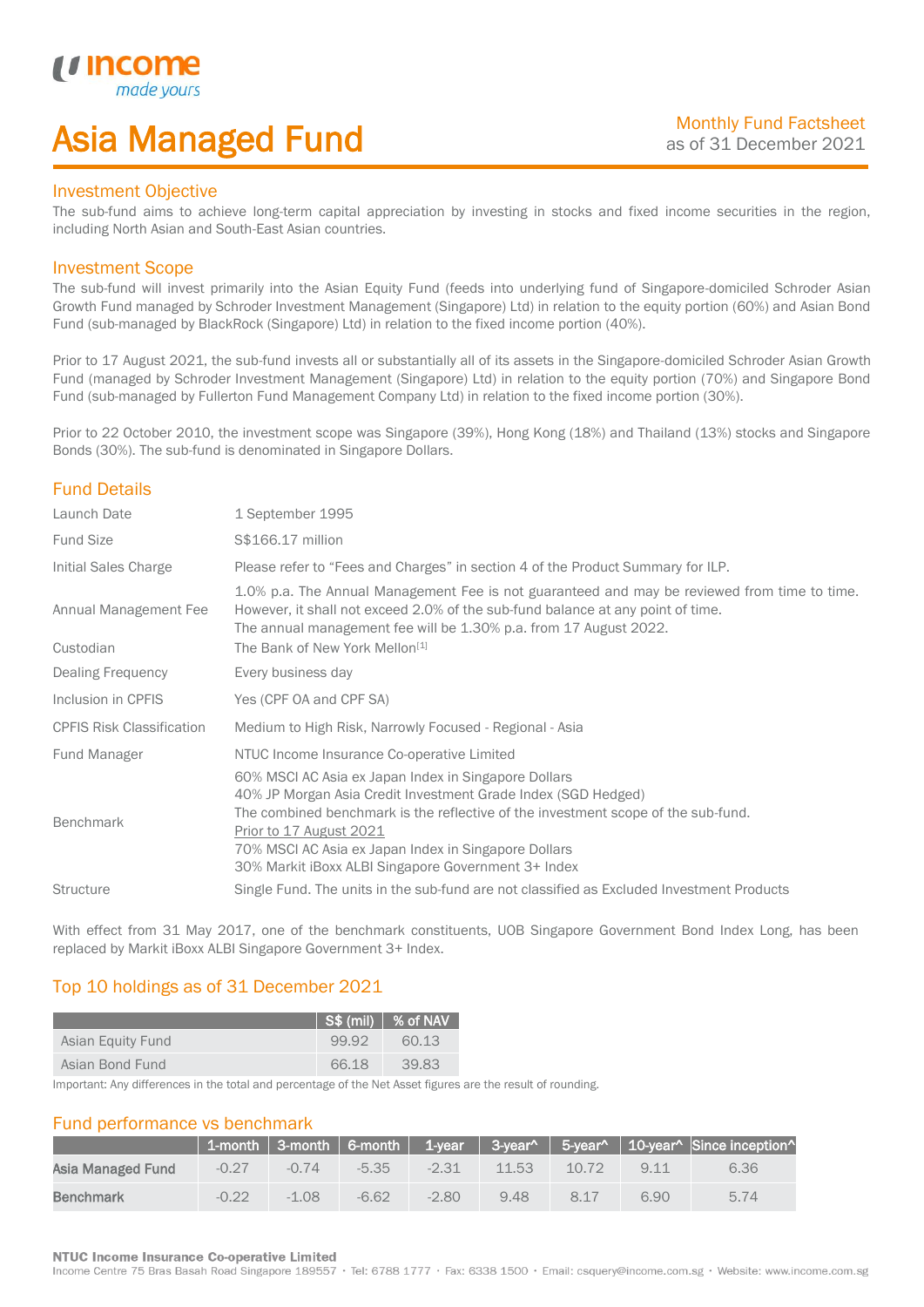# Asia Managed Fund

Monthly Fund Factsheet
as of 31 December 2021

## Investment Objective

The sub-fund aims to achieve long-term capital appreciation by investing in stocks and fixed income securities in the region, including North Asian and South-East Asian countries.

## Investment Scope

The sub-fund will invest primarily into the Asian Equity Fund (feeds into underlying fund of Singapore-domiciled Schroder Asian Growth Fund managed by Schroder Investment Management (Singapore) Ltd) in relation to the equity portion (60%) and Asian Bond Fund (sub-managed by BlackRock (Singapore) Ltd) in relation to the fixed income portion (40%).

Prior to 17 August 2021, the sub-fund invests all or substantially all of its assets in the Singapore-domiciled Schroder Asian Growth Fund (managed by Schroder Investment Management (Singapore) Ltd) in relation to the equity portion (70%) and Singapore Bond Fund (sub-managed by Fullerton Fund Management Company Ltd) in relation to the fixed income portion (30%).

Prior to 22 October 2010, the investment scope was Singapore (39%), Hong Kong (18%) and Thailand (13%) stocks and Singapore Bonds (30%). The sub-fund is denominated in Singapore Dollars.

## Fund Details

| | |
|---|---|
| Launch Date | 1 September 1995 |
| Fund Size | S$166.17 million |
| Initial Sales Charge | Please refer to "Fees and Charges" in section 4 of the Product Summary for ILP. |
| Annual Management Fee | 1.0% p.a. The Annual Management Fee is not guaranteed and may be reviewed from time to time. However, it shall not exceed 2.0% of the sub-fund balance at any point of time.<br>The annual management fee will be 1.30% p.a. from 17 August 2022. |
| Custodian | The Bank of New York Mellon[1] |
| Dealing Frequency | Every business day |
| Inclusion in CPFIS | Yes (CPF OA and CPF SA) |
| CPFIS Risk Classification | Medium to High Risk, Narrowly Focused - Regional - Asia |
| Fund Manager | NTUC Income Insurance Co-operative Limited |
| Benchmark | 60% MSCI AC Asia ex Japan Index in Singapore Dollars<br>40% JP Morgan Asia Credit Investment Grade Index (SGD Hedged)<br>The combined benchmark is the reflective of the investment scope of the sub-fund.<br>Prior to 17 August 2021<br>70% MSCI AC Asia ex Japan Index in Singapore Dollars<br>30% Markit iBoxx ALBI Singapore Government 3+ Index |
| Structure | Single Fund. The units in the sub-fund are not classified as Excluded Investment Products |

With effect from 31 May 2017, one of the benchmark constituents, UOB Singapore Government Bond Index Long, has been replaced by Markit iBoxx ALBI Singapore Government 3+ Index.

## Top 10 holdings as of 31 December 2021

| | S$ (mil) | % of NAV |
|---|---|---|
| Asian Equity Fund | 99.92 | 60.13 |
| Asian Bond Fund | 66.18 | 39.83 |

Important: Any differences in the total and percentage of the Net Asset figures are the result of rounding.

## Fund performance vs benchmark

| | 1-month | 3-month | 6-month | 1-year | 3-year^ | 5-year^ | 10-year^ | Since inception^ |
|---|---|---|---|---|---|---|---|---|
| **Asia Managed Fund** | -0.27 | -0.74 | -5.35 | -2.31 | 11.53 | 10.72 | 9.11 | 6.36 |
| **Benchmark** | -0.22 | -1.08 | -6.62 | -2.80 | 9.48 | 8.17 | 6.90 | 5.74 |

**NTUC Income Insurance Co-operative Limited**
Income Centre 75 Bras Basah Road Singapore 189557 • Tel: 6788 1777 • Fax: 6338 1500 • Email: csquery@income.com.sg • Website: www.income.com.sg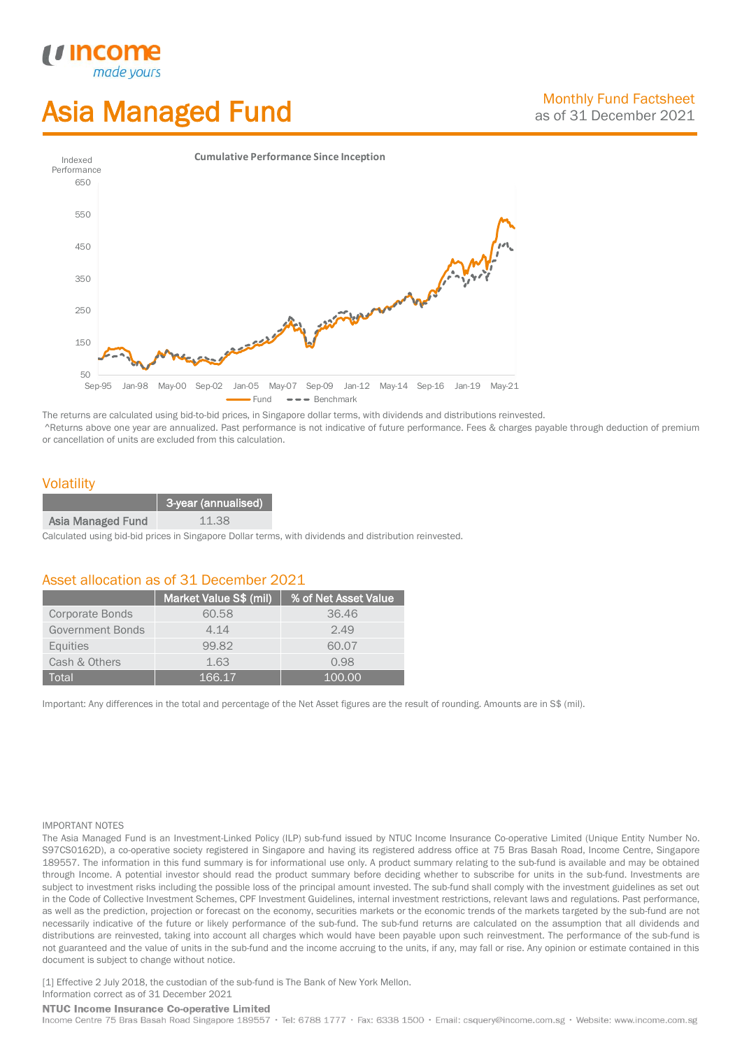# Asia Managed Fund

Monthly Fund Factsheet
as of 31 December 2021

Cumulative Performance Since Inception

Indexed Performance

650
550
450
350
250
150
50

Sep-95 Jan-98 May-00 Sep-02 Jan-05 May-07 Sep-09 Jan-12 May-14 Sep-16 Jan-19 May-21

Fund — Benchmark

The returns are calculated using bid-to-bid prices, in Singapore dollar terms, with dividends and distributions reinvested.
^Returns above one year are annualized. Past performance is not indicative of future performance. Fees & charges payable through deduction of premium or cancellation of units are excluded from this calculation.

## Volatility

| | 3-year (annualised) |
|---|---|
| Asia Managed Fund | 11.38 |

Calculated using bid-bid prices in Singapore Dollar terms, with dividends and distribution reinvested.

## Asset allocation as of 31 December 2021

| | Market Value S$ (mil) | % of Net Asset Value |
|---|---|---|
| Corporate Bonds | 60.58 | 36.46 |
| Government Bonds | 4.14 | 2.49 |
| Equities | 99.82 | 60.07 |
| Cash & Others | 1.63 | 0.98 |
| Total | 166.17 | 100.00 |

Important: Any differences in the total and percentage of the Net Asset figures are the result of rounding. Amounts are in S$ (mil).

IMPORTANT NOTES

The Asia Managed Fund is an Investment-Linked Policy (ILP) sub-fund issued by NTUC Income Insurance Co-operative Limited (Unique Entity Number No. S97CS0162D), a co-operative society registered in Singapore and having its registered address office at 75 Bras Basah Road, Income Centre, Singapore 189557. The information in this fund summary is for informational use only. A product summary relating to the sub-fund is available and may be obtained through Income. A potential investor should read the product summary before deciding whether to subscribe for units in the sub-fund. Investments are subject to investment risks including the possible loss of the principal amount invested. The sub-fund shall comply with the investment guidelines as set out in the Code of Collective Investment Schemes, CPF Investment Guidelines, internal investment restrictions, relevant laws and regulations. Past performance, as well as the prediction, projection or forecast on the economy, securities markets or the economic trends of the markets targeted by the sub-fund are not necessarily indicative of the future or likely performance of the sub-fund. The sub-fund returns are calculated on the assumption that all dividends and distributions are reinvested, taking into account all charges which would have been payable upon such reinvestment. The performance of the sub-fund is not guaranteed and the value of units in the sub-fund and the income accruing to the units, if any, may fall or rise. Any opinion or estimate contained in this document is subject to change without notice.

[1] Effective 2 July 2018, the custodian of the sub-fund is The Bank of New York Mellon.
Information correct as of 31 December 2021

**NTUC Income Insurance Co-operative Limited**
Income Centre 75 Bras Basah Road Singapore 189557 • Tel: 6788 1777 • Fax: 6338 1500 • Email: csquery@income.com.sg • Website: www.income.com.sg